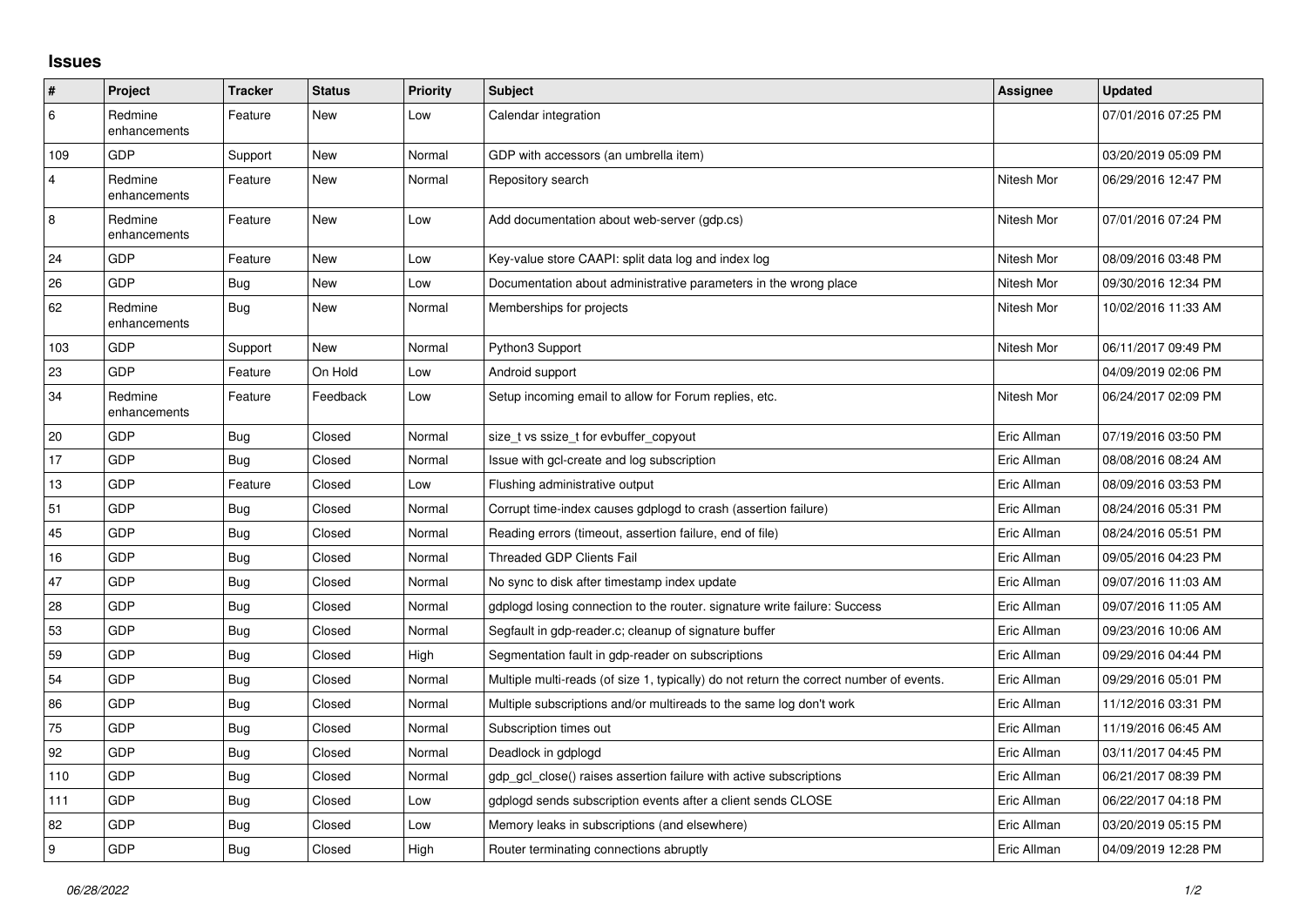## Issues

| # | Project | Tracker | Status | Priority | Subject | Assignee | Updated |
|---|---|---|---|---|---|---|---|
| 6 | Redmine enhancements | Feature | New | Low | Calendar integration | | 07/01/2016 07:25 PM |
| 109 | GDP | Support | New | Normal | GDP with accessors (an umbrella item) | | 03/20/2019 05:09 PM |
| 4 | Redmine enhancements | Feature | New | Normal | Repository search | Nitesh Mor | 06/29/2016 12:47 PM |
| 8 | Redmine enhancements | Feature | New | Low | Add documentation about web-server (gdp.cs) | Nitesh Mor | 07/01/2016 07:24 PM |
| 24 | GDP | Feature | New | Low | Key-value store CAAPI: split data log and index log | Nitesh Mor | 08/09/2016 03:48 PM |
| 26 | GDP | Bug | New | Low | Documentation about administrative parameters in the wrong place | Nitesh Mor | 09/30/2016 12:34 PM |
| 62 | Redmine enhancements | Bug | New | Normal | Memberships for projects | Nitesh Mor | 10/02/2016 11:33 AM |
| 103 | GDP | Support | New | Normal | Python3 Support | Nitesh Mor | 06/11/2017 09:49 PM |
| 23 | GDP | Feature | On Hold | Low | Android support | | 04/09/2019 02:06 PM |
| 34 | Redmine enhancements | Feature | Feedback | Low | Setup incoming email to allow for Forum replies, etc. | Nitesh Mor | 06/24/2017 02:09 PM |
| 20 | GDP | Bug | Closed | Normal | size_t vs ssize_t for evbuffer_copyout | Eric Allman | 07/19/2016 03:50 PM |
| 17 | GDP | Bug | Closed | Normal | Issue with gcl-create and log subscription | Eric Allman | 08/08/2016 08:24 AM |
| 13 | GDP | Feature | Closed | Low | Flushing administrative output | Eric Allman | 08/09/2016 03:53 PM |
| 51 | GDP | Bug | Closed | Normal | Corrupt time-index causes gdplogd to crash (assertion failure) | Eric Allman | 08/24/2016 05:31 PM |
| 45 | GDP | Bug | Closed | Normal | Reading errors (timeout, assertion failure, end of file) | Eric Allman | 08/24/2016 05:51 PM |
| 16 | GDP | Bug | Closed | Normal | Threaded GDP Clients Fail | Eric Allman | 09/05/2016 04:23 PM |
| 47 | GDP | Bug | Closed | Normal | No sync to disk after timestamp index update | Eric Allman | 09/07/2016 11:03 AM |
| 28 | GDP | Bug | Closed | Normal | gdplogd losing connection to the router. signature write failure: Success | Eric Allman | 09/07/2016 11:05 AM |
| 53 | GDP | Bug | Closed | Normal | Segfault in gdp-reader.c; cleanup of signature buffer | Eric Allman | 09/23/2016 10:06 AM |
| 59 | GDP | Bug | Closed | High | Segmentation fault in gdp-reader on subscriptions | Eric Allman | 09/29/2016 04:44 PM |
| 54 | GDP | Bug | Closed | Normal | Multiple multi-reads (of size 1, typically) do not return the correct number of events. | Eric Allman | 09/29/2016 05:01 PM |
| 86 | GDP | Bug | Closed | Normal | Multiple subscriptions and/or multireads to the same log don't work | Eric Allman | 11/12/2016 03:31 PM |
| 75 | GDP | Bug | Closed | Normal | Subscription times out | Eric Allman | 11/19/2016 06:45 AM |
| 92 | GDP | Bug | Closed | Normal | Deadlock in gdplogd | Eric Allman | 03/11/2017 04:45 PM |
| 110 | GDP | Bug | Closed | Normal | gdp_gcl_close() raises assertion failure with active subscriptions | Eric Allman | 06/21/2017 08:39 PM |
| 111 | GDP | Bug | Closed | Low | gdplogd sends subscription events after a client sends CLOSE | Eric Allman | 06/22/2017 04:18 PM |
| 82 | GDP | Bug | Closed | Low | Memory leaks in subscriptions (and elsewhere) | Eric Allman | 03/20/2019 05:15 PM |
| 9 | GDP | Bug | Closed | High | Router terminating connections abruptly | Eric Allman | 04/09/2019 12:28 PM |

*06/28/2022*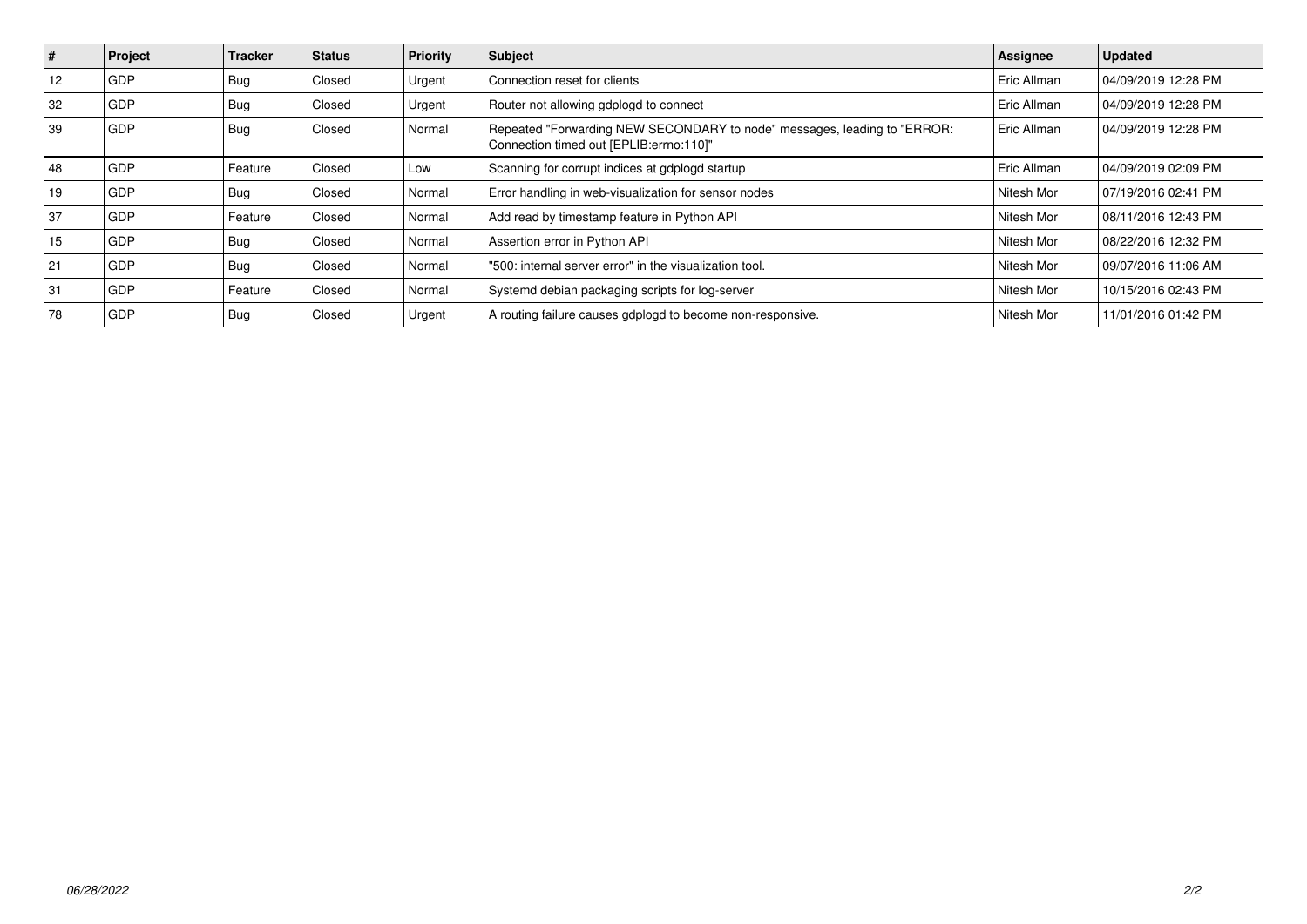| # | Project | Tracker | Status | Priority | Subject | Assignee | Updated |
|---|---|---|---|---|---|---|---|
| 12 | GDP | Bug | Closed | Urgent | Connection reset for clients | Eric Allman | 04/09/2019 12:28 PM |
| 32 | GDP | Bug | Closed | Urgent | Router not allowing gdplogd to connect | Eric Allman | 04/09/2019 12:28 PM |
| 39 | GDP | Bug | Closed | Normal | Repeated "Forwarding NEW SECONDARY to node" messages, leading to "ERROR: Connection timed out [EPLIB:errno:110]" | Eric Allman | 04/09/2019 12:28 PM |
| 48 | GDP | Feature | Closed | Low | Scanning for corrupt indices at gdplogd startup | Eric Allman | 04/09/2019 02:09 PM |
| 19 | GDP | Bug | Closed | Normal | Error handling in web-visualization for sensor nodes | Nitesh Mor | 07/19/2016 02:41 PM |
| 37 | GDP | Feature | Closed | Normal | Add read by timestamp feature in Python API | Nitesh Mor | 08/11/2016 12:43 PM |
| 15 | GDP | Bug | Closed | Normal | Assertion error in Python API | Nitesh Mor | 08/22/2016 12:32 PM |
| 21 | GDP | Bug | Closed | Normal | "500: internal server error" in the visualization tool. | Nitesh Mor | 09/07/2016 11:06 AM |
| 31 | GDP | Feature | Closed | Normal | Systemd debian packaging scripts for log-server | Nitesh Mor | 10/15/2016 02:43 PM |
| 78 | GDP | Bug | Closed | Urgent | A routing failure causes gdplogd to become non-responsive. | Nitesh Mor | 11/01/2016 01:42 PM |